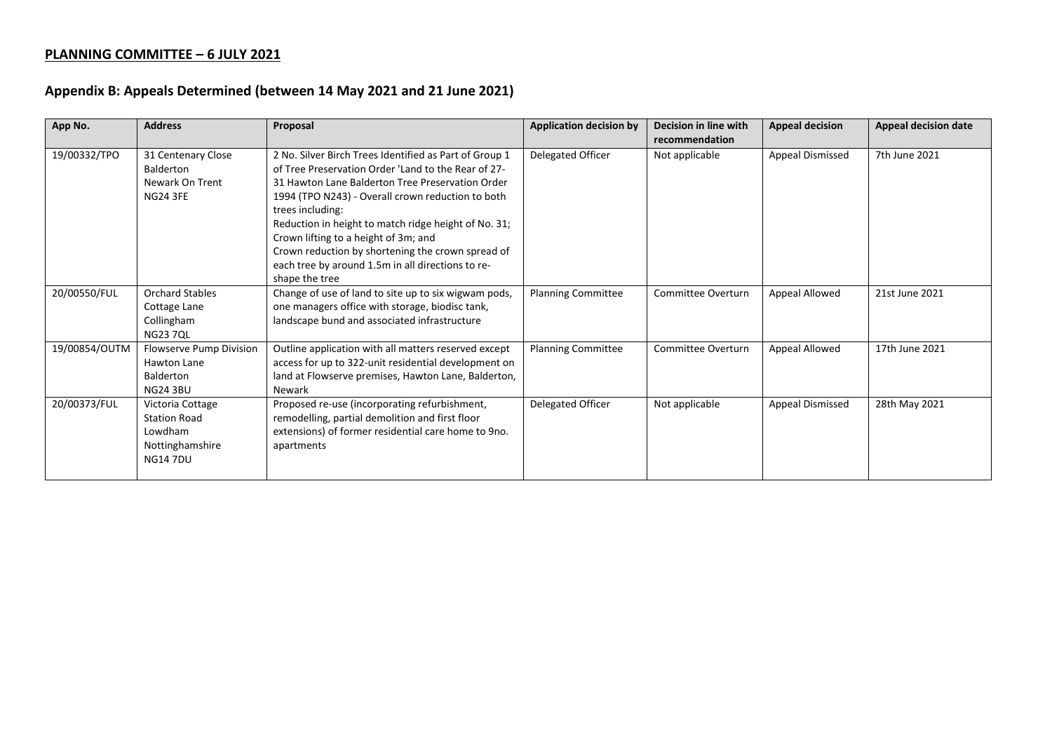**PLANNING COMMITTEE – 6 JULY 2021**

## Appendix B: Appeals Determined (between 14 May 2021 and 21 June 2021)

| App No. | Address | Proposal | Application decision by | Decision in line with recommendation | Appeal decision | Appeal decision date |
|---|---|---|---|---|---|---|
| 19/00332/TPO | 31 Centenary Close<br>Balderton<br>Newark On Trent<br>NG24 3FE | 2 No. Silver Birch Trees Identified as Part of Group 1 of Tree Preservation Order 'Land to the Rear of 27-31 Hawton Lane Balderton Tree Preservation Order 1994 (TPO N243) - Overall crown reduction to both trees including:<br>Reduction in height to match ridge height of No. 31;<br>Crown lifting to a height of 3m; and<br>Crown reduction by shortening the crown spread of each tree by around 1.5m in all directions to re-shape the tree | Delegated Officer | Not applicable | Appeal Dismissed | 7th June 2021 |
| 20/00550/FUL | Orchard Stables<br>Cottage Lane<br>Collingham<br>NG23 7QL | Change of use of land to site up to six wigwam pods, one managers office with storage, biodisc tank, landscape bund and associated infrastructure | Planning Committee | Committee Overturn | Appeal Allowed | 21st June 2021 |
| 19/00854/OUTM | Flowserve Pump Division<br>Hawton Lane<br>Balderton<br>NG24 3BU | Outline application with all matters reserved except access for up to 322-unit residential development on land at Flowserve premises, Hawton Lane, Balderton, Newark | Planning Committee | Committee Overturn | Appeal Allowed | 17th June 2021 |
| 20/00373/FUL | Victoria Cottage<br>Station Road<br>Lowdham<br>Nottinghamshire<br>NG14 7DU | Proposed re-use (incorporating refurbishment, remodelling, partial demolition and first floor extensions) of former residential care home to 9no. apartments | Delegated Officer | Not applicable | Appeal Dismissed | 28th May 2021 |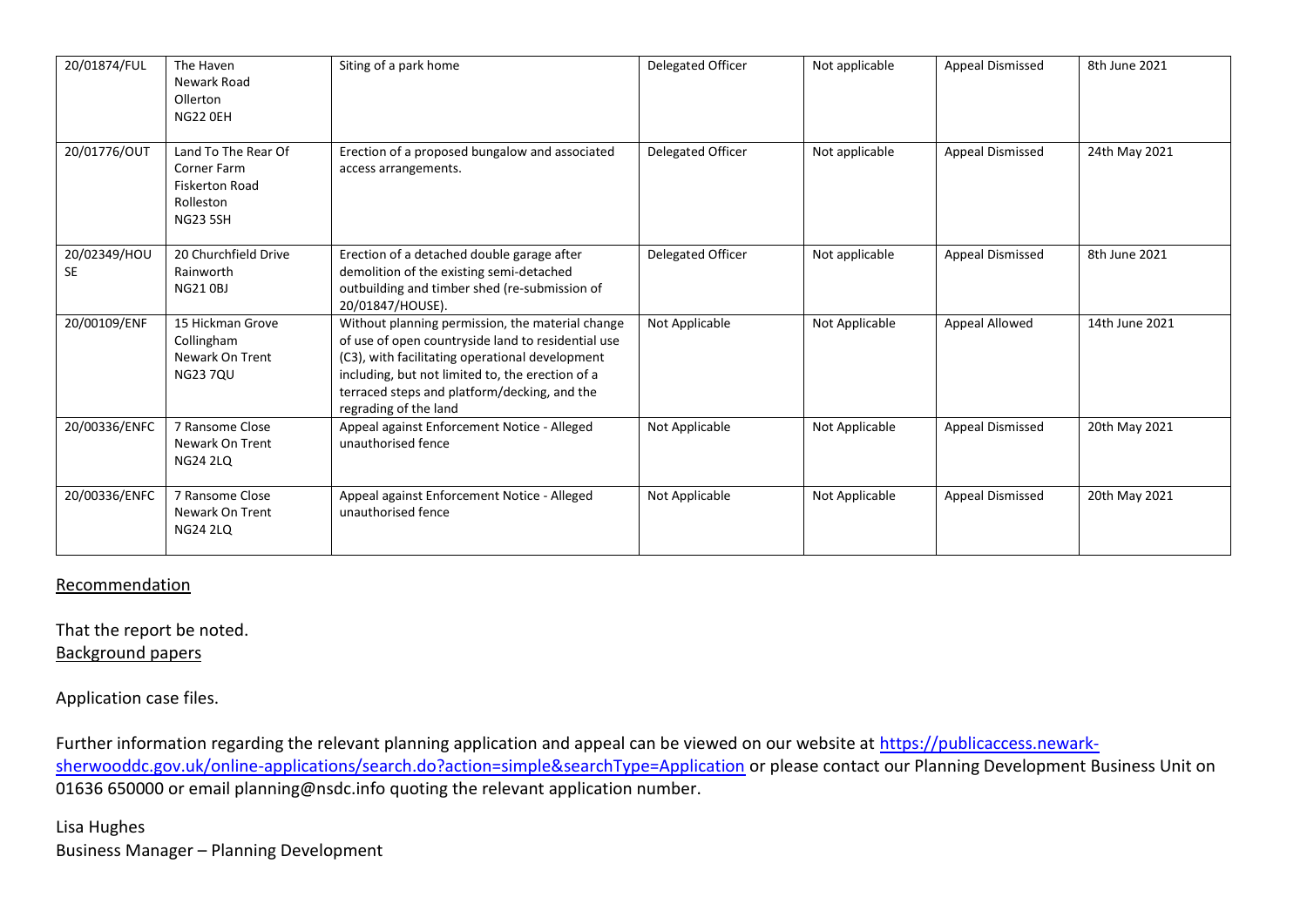| | | | | | | |
|---|---|---|---|---|---|---|
| 20/01874/FUL | The Haven Newark Road Ollerton NG22 0EH | Siting of a park home | Delegated Officer | Not applicable | Appeal Dismissed | 8th June 2021 |
| 20/01776/OUT | Land To The Rear Of Corner Farm Fiskerton Road Rolleston NG23 5SH | Erection of a proposed bungalow and associated access arrangements. | Delegated Officer | Not applicable | Appeal Dismissed | 24th May 2021 |
| 20/02349/HOUSE | 20 Churchfield Drive Rainworth NG21 0BJ | Erection of a detached double garage after demolition of the existing semi-detached outbuilding and timber shed (re-submission of 20/01847/HOUSE). | Delegated Officer | Not applicable | Appeal Dismissed | 8th June 2021 |
| 20/00109/ENF | 15 Hickman Grove Collingham Newark On Trent NG23 7QU | Without planning permission, the material change of use of open countryside land to residential use (C3), with facilitating operational development including, but not limited to, the erection of a terraced steps and platform/decking, and the regrading of the land | Not Applicable | Not Applicable | Appeal Allowed | 14th June 2021 |
| 20/00336/ENFC | 7 Ransome Close Newark On Trent NG24 2LQ | Appeal against Enforcement Notice - Alleged unauthorised fence | Not Applicable | Not Applicable | Appeal Dismissed | 20th May 2021 |
| 20/00336/ENFC | 7 Ransome Close Newark On Trent NG24 2LQ | Appeal against Enforcement Notice - Alleged unauthorised fence | Not Applicable | Not Applicable | Appeal Dismissed | 20th May 2021 |

Recommendation

That the report be noted.

Background papers

Application case files.

Further information regarding the relevant planning application and appeal can be viewed on our website at https://publicaccess.newark-sherwooddc.gov.uk/online-applications/search.do?action=simple&searchType=Application or please contact our Planning Development Business Unit on 01636 650000 or email planning@nsdc.info quoting the relevant application number.

Lisa Hughes
Business Manager – Planning Development